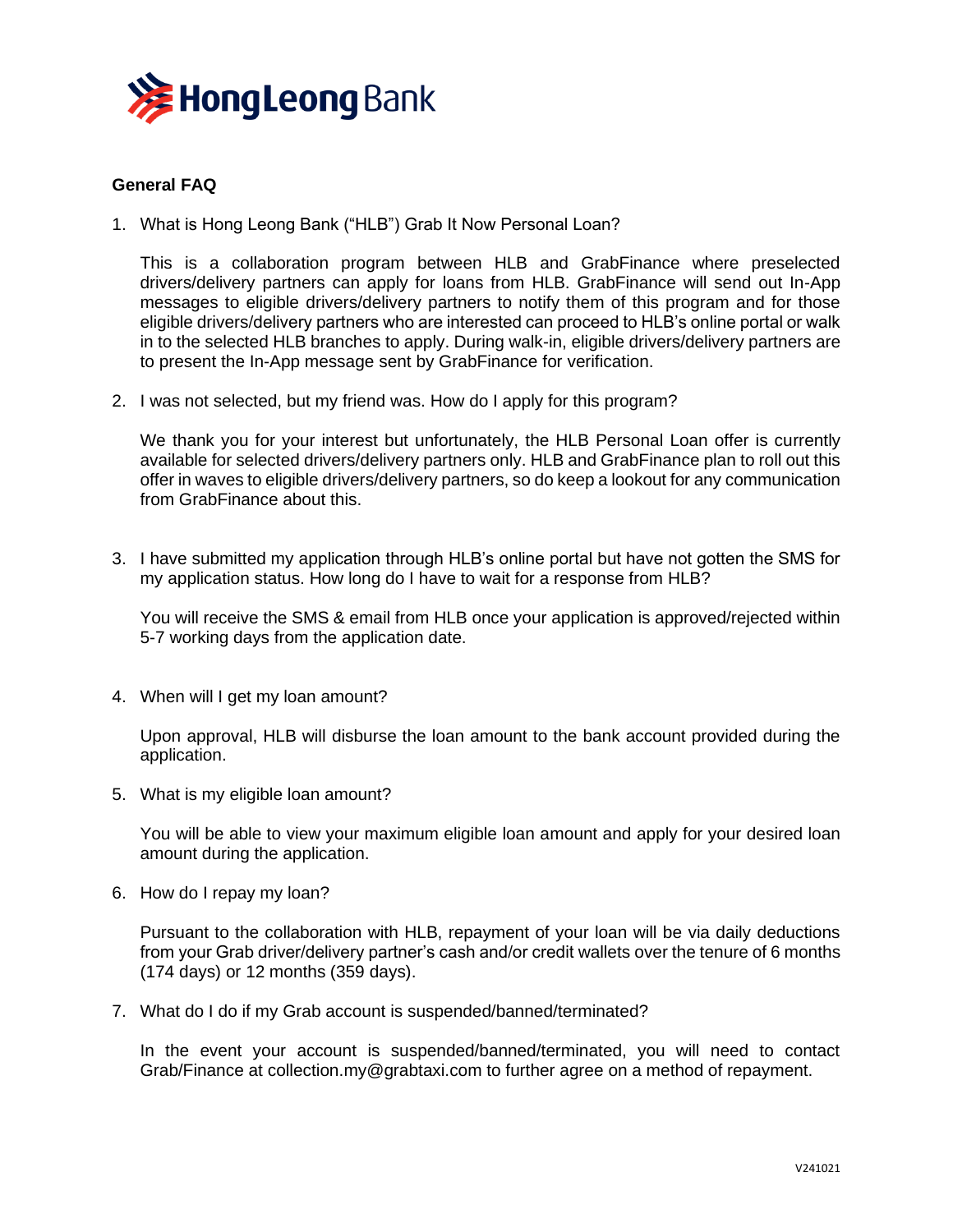Hong Leong Bank

**General FAQ**

1. What is Hong Leong Bank ("HLB") Grab It Now Personal Loan?

   This is a collaboration program between HLB and GrabFinance where preselected drivers/delivery partners can apply for loans from HLB. GrabFinance will send out In-App messages to eligible drivers/delivery partners to notify them of this program and for those eligible drivers/delivery partners who are interested can proceed to HLB's online portal or walk in to the selected HLB branches to apply. During walk-in, eligible drivers/delivery partners are to present the In-App message sent by GrabFinance for verification.

2. I was not selected, but my friend was. How do I apply for this program?

   We thank you for your interest but unfortunately, the HLB Personal Loan offer is currently available for selected drivers/delivery partners only. HLB and GrabFinance plan to roll out this offer in waves to eligible drivers/delivery partners, so do keep a lookout for any communication from GrabFinance about this.

3. I have submitted my application through HLB's online portal but have not gotten the SMS for my application status. How long do I have to wait for a response from HLB?

   You will receive the SMS & email from HLB once your application is approved/rejected within 5-7 working days from the application date.

4. When will I get my loan amount?

   Upon approval, HLB will disburse the loan amount to the bank account provided during the application.

5. What is my eligible loan amount?

   You will be able to view your maximum eligible loan amount and apply for your desired loan amount during the application.

6. How do I repay my loan?

   Pursuant to the collaboration with HLB, repayment of your loan will be via daily deductions from your Grab driver/delivery partner's cash and/or credit wallets over the tenure of 6 months (174 days) or 12 months (359 days).

7. What do I do if my Grab account is suspended/banned/terminated?

   In the event your account is suspended/banned/terminated, you will need to contact Grab/Finance at collection.my@grabtaxi.com to further agree on a method of repayment.

V241021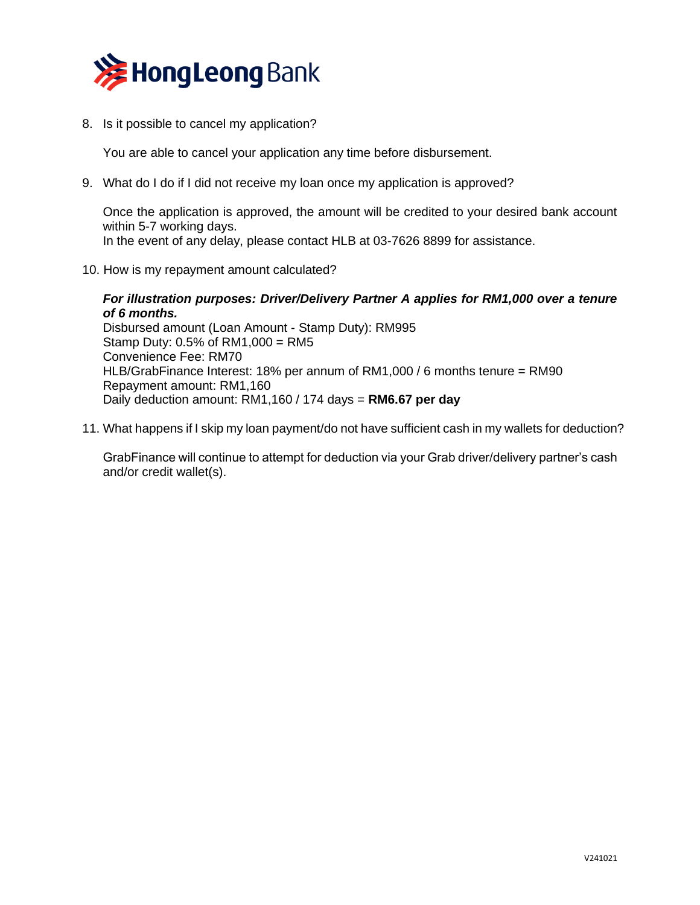8. Is it possible to cancel my application?

   You are able to cancel your application any time before disbursement.

9. What do I do if I did not receive my loan once my application is approved?

   Once the application is approved, the amount will be credited to your desired bank account within 5-7 working days.
   In the event of any delay, please contact HLB at 03-7626 8899 for assistance.

10. How is my repayment amount calculated?

    ***For illustration purposes: Driver/Delivery Partner A applies for RM1,000 over a tenure of 6 months.***
    Disbursed amount (Loan Amount - Stamp Duty): RM995
    Stamp Duty: 0.5% of RM1,000 = RM5
    Convenience Fee: RM70
    HLB/GrabFinance Interest: 18% per annum of RM1,000 / 6 months tenure = RM90
    Repayment amount: RM1,160
    Daily deduction amount: RM1,160 / 174 days = **RM6.67 per day**

11. What happens if I skip my loan payment/do not have sufficient cash in my wallets for deduction?

    GrabFinance will continue to attempt for deduction via your Grab driver/delivery partner's cash and/or credit wallet(s).

V241021